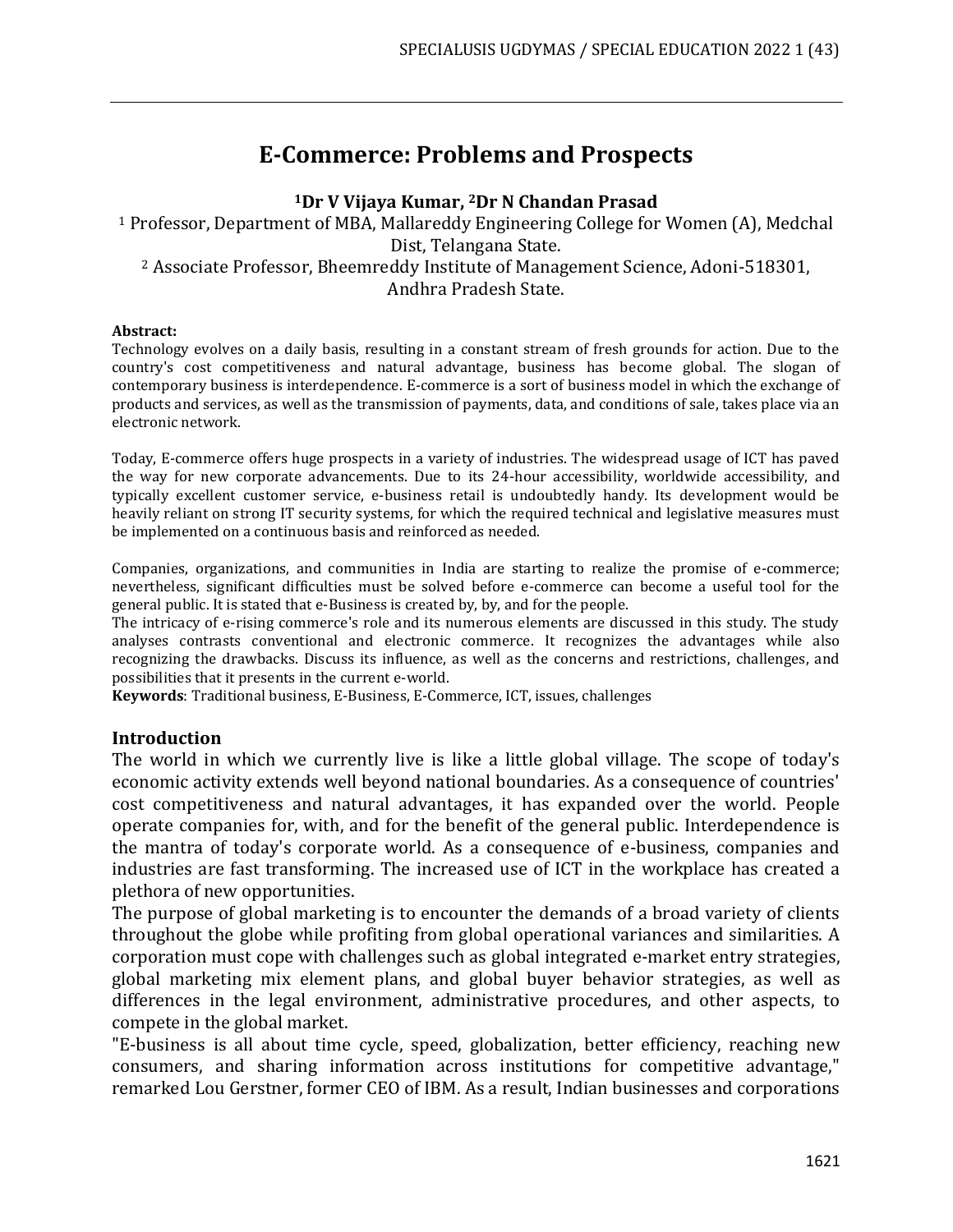# E-Commerce: Problems and Prospects

**[1]Dr V Vijaya Kumar, [2]Dr N Chandan Prasad**

[1] Professor, Department of MBA, Mallareddy Engineering College for Women (A), Medchal Dist, Telangana State.

[2] Associate Professor, Bheemreddy Institute of Management Science, Adoni-518301, Andhra Pradesh State.

**Abstract:**

Technology evolves on a daily basis, resulting in a constant stream of fresh grounds for action. Due to the country's cost competitiveness and natural advantage, business has become global. The slogan of contemporary business is interdependence. E-commerce is a sort of business model in which the exchange of products and services, as well as the transmission of payments, data, and conditions of sale, takes place via an electronic network.

Today, E-commerce offers huge prospects in a variety of industries. The widespread usage of ICT has paved the way for new corporate advancements. Due to its 24-hour accessibility, worldwide accessibility, and typically excellent customer service, e-business retail is undoubtedly handy. Its development would be heavily reliant on strong IT security systems, for which the required technical and legislative measures must be implemented on a continuous basis and reinforced as needed.

Companies, organizations, and communities in India are starting to realize the promise of e-commerce; nevertheless, significant difficulties must be solved before e-commerce can become a useful tool for the general public. It is stated that e-Business is created by, by, and for the people.

The intricacy of e-rising commerce's role and its numerous elements are discussed in this study. The study analyses contrasts conventional and electronic commerce. It recognizes the advantages while also recognizing the drawbacks. Discuss its influence, as well as the concerns and restrictions, challenges, and possibilities that it presents in the current e-world.

**Keywords**: Traditional business, E-Business, E-Commerce, ICT, issues, challenges

## Introduction

The world in which we currently live is like a little global village. The scope of today's economic activity extends well beyond national boundaries. As a consequence of countries' cost competitiveness and natural advantages, it has expanded over the world. People operate companies for, with, and for the benefit of the general public. Interdependence is the mantra of today's corporate world. As a consequence of e-business, companies and industries are fast transforming. The increased use of ICT in the workplace has created a plethora of new opportunities.

The purpose of global marketing is to encounter the demands of a broad variety of clients throughout the globe while profiting from global operational variances and similarities. A corporation must cope with challenges such as global integrated e-market entry strategies, global marketing mix element plans, and global buyer behavior strategies, as well as differences in the legal environment, administrative procedures, and other aspects, to compete in the global market.

"E-business is all about time cycle, speed, globalization, better efficiency, reaching new consumers, and sharing information across institutions for competitive advantage," remarked Lou Gerstner, former CEO of IBM. As a result, Indian businesses and corporations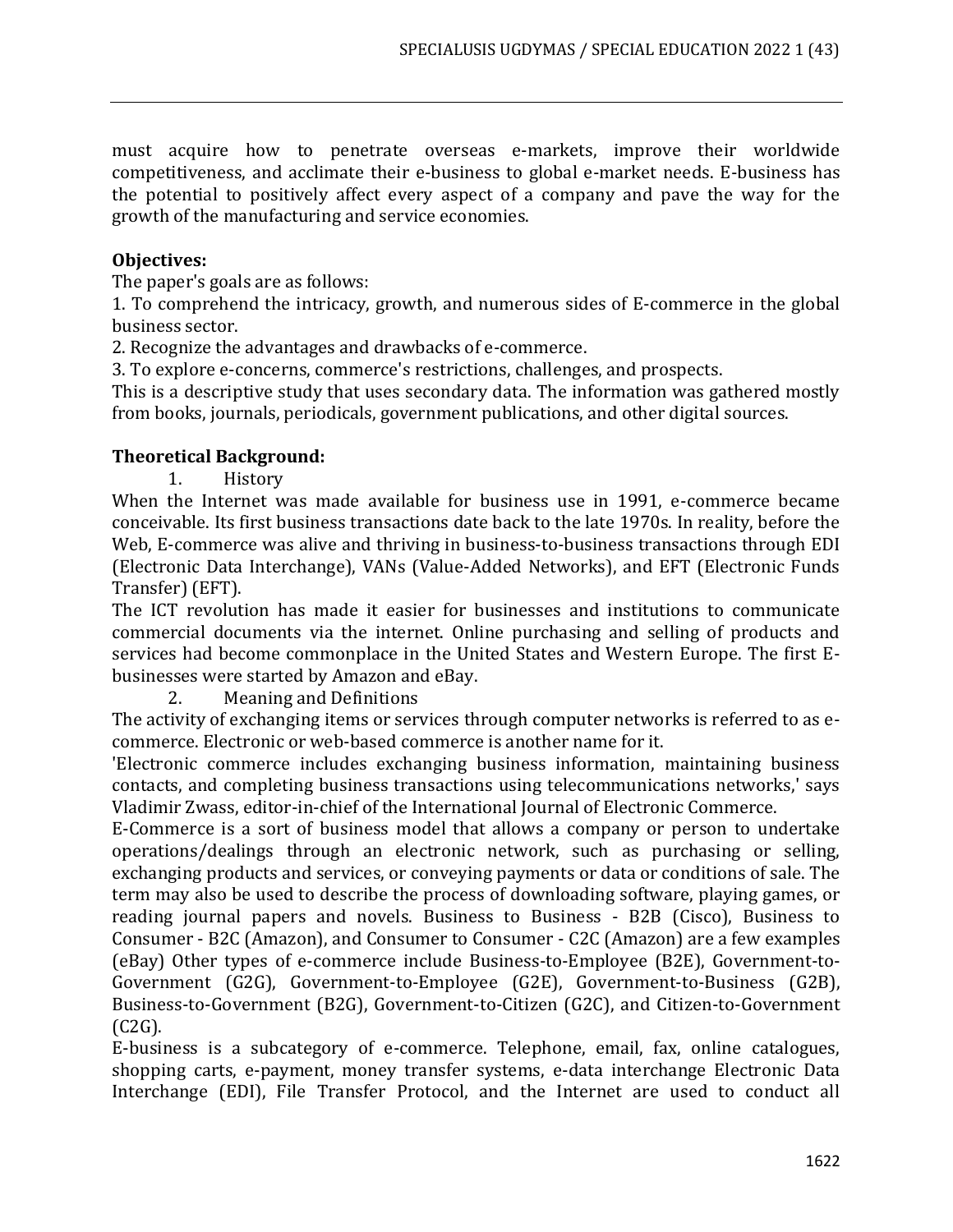must acquire how to penetrate overseas e-markets, improve their worldwide competitiveness, and acclimate their e-business to global e-market needs. E-business has the potential to positively affect every aspect of a company and pave the way for the growth of the manufacturing and service economies.

**Objectives:**

The paper's goals are as follows:

1. To comprehend the intricacy, growth, and numerous sides of E-commerce in the global business sector.
2. Recognize the advantages and drawbacks of e-commerce.
3. To explore e-concerns, commerce's restrictions, challenges, and prospects.

This is a descriptive study that uses secondary data. The information was gathered mostly from books, journals, periodicals, government publications, and other digital sources.

**Theoretical Background:**

1. History

When the Internet was made available for business use in 1991, e-commerce became conceivable. Its first business transactions date back to the late 1970s. In reality, before the Web, E-commerce was alive and thriving in business-to-business transactions through EDI (Electronic Data Interchange), VANs (Value-Added Networks), and EFT (Electronic Funds Transfer) (EFT).

The ICT revolution has made it easier for businesses and institutions to communicate commercial documents via the internet. Online purchasing and selling of products and services had become commonplace in the United States and Western Europe. The first E-businesses were started by Amazon and eBay.

2. Meaning and Definitions

The activity of exchanging items or services through computer networks is referred to as e-commerce. Electronic or web-based commerce is another name for it.

'Electronic commerce includes exchanging business information, maintaining business contacts, and completing business transactions using telecommunications networks,' says Vladimir Zwass, editor-in-chief of the International Journal of Electronic Commerce.

E-Commerce is a sort of business model that allows a company or person to undertake operations/dealings through an electronic network, such as purchasing or selling, exchanging products and services, or conveying payments or data or conditions of sale. The term may also be used to describe the process of downloading software, playing games, or reading journal papers and novels. Business to Business - B2B (Cisco), Business to Consumer - B2C (Amazon), and Consumer to Consumer - C2C (Amazon) are a few examples (eBay) Other types of e-commerce include Business-to-Employee (B2E), Government-to-Government (G2G), Government-to-Employee (G2E), Government-to-Business (G2B), Business-to-Government (B2G), Government-to-Citizen (G2C), and Citizen-to-Government (C2G).

E-business is a subcategory of e-commerce. Telephone, email, fax, online catalogues, shopping carts, e-payment, money transfer systems, e-data interchange Electronic Data Interchange (EDI), File Transfer Protocol, and the Internet are used to conduct all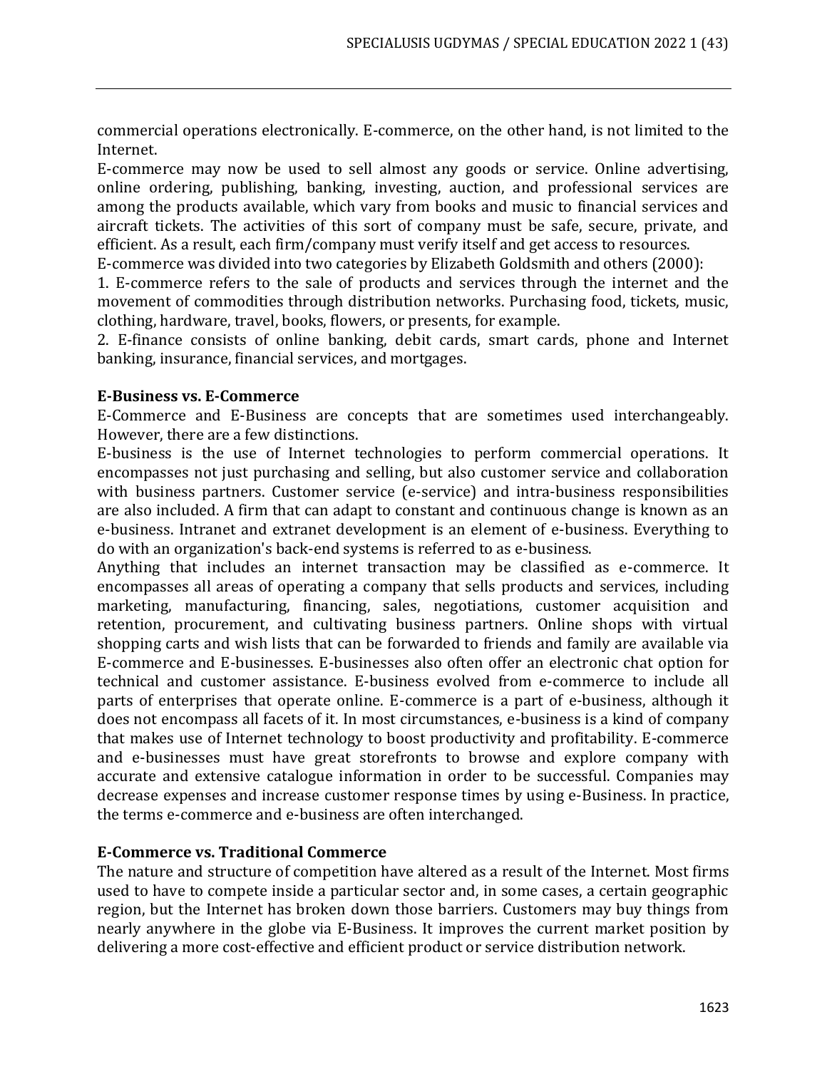commercial operations electronically. E-commerce, on the other hand, is not limited to the Internet.

E-commerce may now be used to sell almost any goods or service. Online advertising, online ordering, publishing, banking, investing, auction, and professional services are among the products available, which vary from books and music to financial services and aircraft tickets. The activities of this sort of company must be safe, secure, private, and efficient. As a result, each firm/company must verify itself and get access to resources.

E-commerce was divided into two categories by Elizabeth Goldsmith and others (2000):

1. E-commerce refers to the sale of products and services through the internet and the movement of commodities through distribution networks. Purchasing food, tickets, music, clothing, hardware, travel, books, flowers, or presents, for example.
2. E-finance consists of online banking, debit cards, smart cards, phone and Internet banking, insurance, financial services, and mortgages.

**E-Business vs. E-Commerce**

E-Commerce and E-Business are concepts that are sometimes used interchangeably. However, there are a few distinctions.

E-business is the use of Internet technologies to perform commercial operations. It encompasses not just purchasing and selling, but also customer service and collaboration with business partners. Customer service (e-service) and intra-business responsibilities are also included. A firm that can adapt to constant and continuous change is known as an e-business. Intranet and extranet development is an element of e-business. Everything to do with an organization's back-end systems is referred to as e-business.

Anything that includes an internet transaction may be classified as e-commerce. It encompasses all areas of operating a company that sells products and services, including marketing, manufacturing, financing, sales, negotiations, customer acquisition and retention, procurement, and cultivating business partners. Online shops with virtual shopping carts and wish lists that can be forwarded to friends and family are available via E-commerce and E-businesses. E-businesses also often offer an electronic chat option for technical and customer assistance. E-business evolved from e-commerce to include all parts of enterprises that operate online. E-commerce is a part of e-business, although it does not encompass all facets of it. In most circumstances, e-business is a kind of company that makes use of Internet technology to boost productivity and profitability. E-commerce and e-businesses must have great storefronts to browse and explore company with accurate and extensive catalogue information in order to be successful. Companies may decrease expenses and increase customer response times by using e-Business. In practice, the terms e-commerce and e-business are often interchanged.

**E-Commerce vs. Traditional Commerce**

The nature and structure of competition have altered as a result of the Internet. Most firms used to have to compete inside a particular sector and, in some cases, a certain geographic region, but the Internet has broken down those barriers. Customers may buy things from nearly anywhere in the globe via E-Business. It improves the current market position by delivering a more cost-effective and efficient product or service distribution network.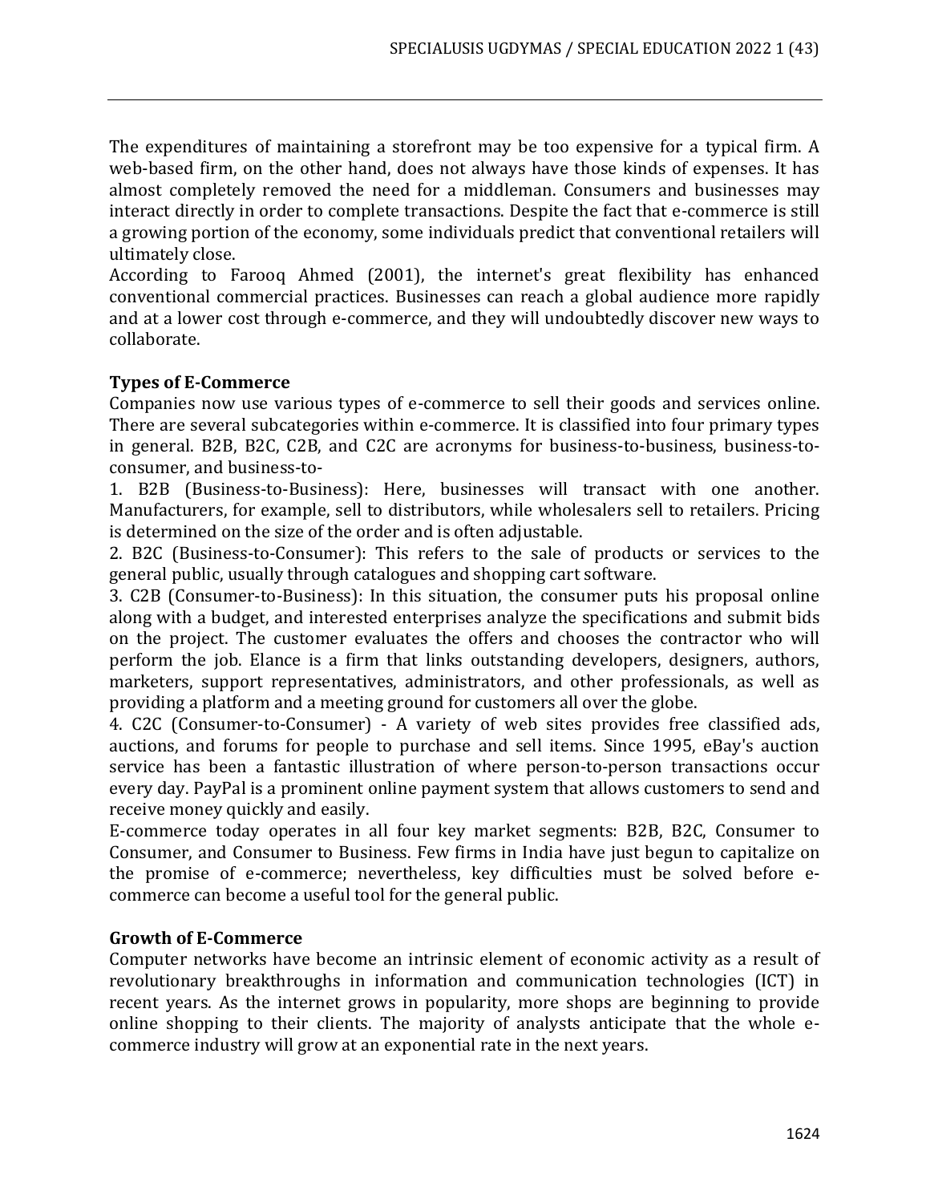The expenditures of maintaining a storefront may be too expensive for a typical firm. A web-based firm, on the other hand, does not always have those kinds of expenses. It has almost completely removed the need for a middleman. Consumers and businesses may interact directly in order to complete transactions. Despite the fact that e-commerce is still a growing portion of the economy, some individuals predict that conventional retailers will ultimately close.

According to Farooq Ahmed (2001), the internet's great flexibility has enhanced conventional commercial practices. Businesses can reach a global audience more rapidly and at a lower cost through e-commerce, and they will undoubtedly discover new ways to collaborate.

**Types of E-Commerce**

Companies now use various types of e-commerce to sell their goods and services online. There are several subcategories within e-commerce. It is classified into four primary types in general. B2B, B2C, C2B, and C2C are acronyms for business-to-business, business-to-consumer, and business-to-

1. B2B (Business-to-Business): Here, businesses will transact with one another. Manufacturers, for example, sell to distributors, while wholesalers sell to retailers. Pricing is determined on the size of the order and is often adjustable.
2. B2C (Business-to-Consumer): This refers to the sale of products or services to the general public, usually through catalogues and shopping cart software.
3. C2B (Consumer-to-Business): In this situation, the consumer puts his proposal online along with a budget, and interested enterprises analyze the specifications and submit bids on the project. The customer evaluates the offers and chooses the contractor who will perform the job. Elance is a firm that links outstanding developers, designers, authors, marketers, support representatives, administrators, and other professionals, as well as providing a platform and a meeting ground for customers all over the globe.
4. C2C (Consumer-to-Consumer) - A variety of web sites provides free classified ads, auctions, and forums for people to purchase and sell items. Since 1995, eBay's auction service has been a fantastic illustration of where person-to-person transactions occur every day. PayPal is a prominent online payment system that allows customers to send and receive money quickly and easily.

E-commerce today operates in all four key market segments: B2B, B2C, Consumer to Consumer, and Consumer to Business. Few firms in India have just begun to capitalize on the promise of e-commerce; nevertheless, key difficulties must be solved before e-commerce can become a useful tool for the general public.

**Growth of E-Commerce**

Computer networks have become an intrinsic element of economic activity as a result of revolutionary breakthroughs in information and communication technologies (ICT) in recent years. As the internet grows in popularity, more shops are beginning to provide online shopping to their clients. The majority of analysts anticipate that the whole e-commerce industry will grow at an exponential rate in the next years.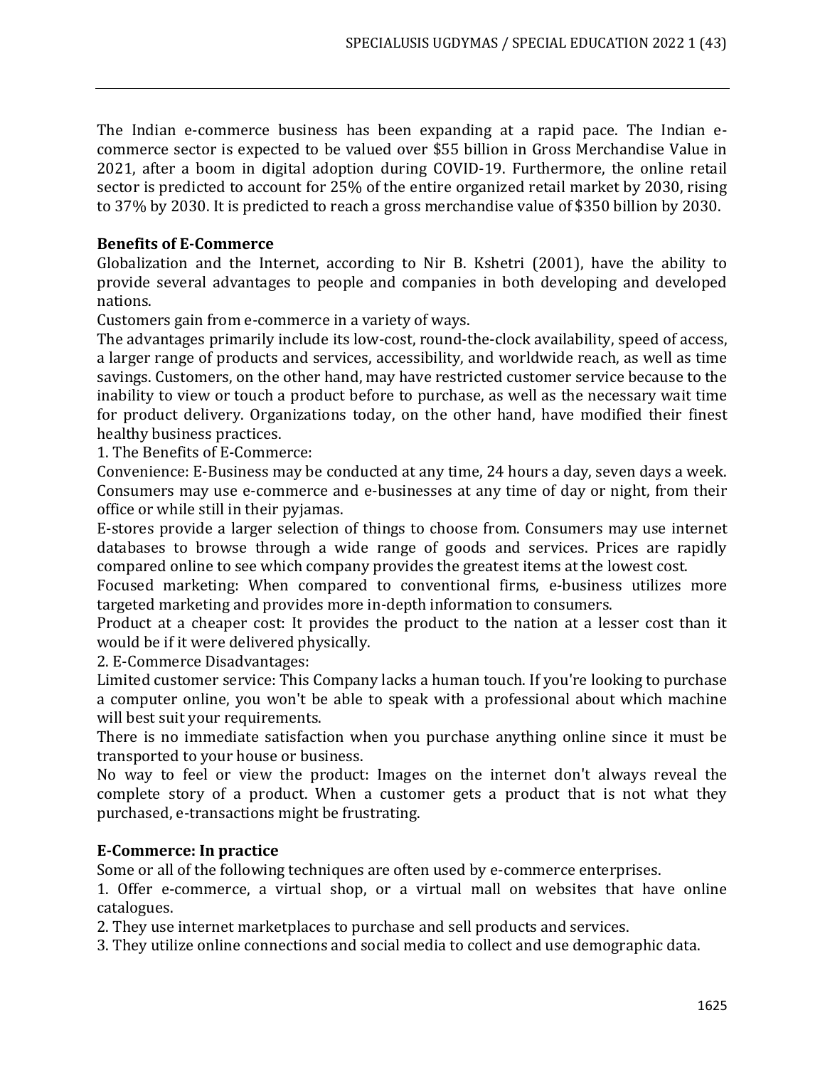The Indian e-commerce business has been expanding at a rapid pace. The Indian e-commerce sector is expected to be valued over $55 billion in Gross Merchandise Value in 2021, after a boom in digital adoption during COVID-19. Furthermore, the online retail sector is predicted to account for 25% of the entire organized retail market by 2030, rising to 37% by 2030. It is predicted to reach a gross merchandise value of $350 billion by 2030.

**Benefits of E-Commerce**

Globalization and the Internet, according to Nir B. Kshetri (2001), have the ability to provide several advantages to people and companies in both developing and developed nations.

Customers gain from e-commerce in a variety of ways.

The advantages primarily include its low-cost, round-the-clock availability, speed of access, a larger range of products and services, accessibility, and worldwide reach, as well as time savings. Customers, on the other hand, may have restricted customer service because to the inability to view or touch a product before to purchase, as well as the necessary wait time for product delivery. Organizations today, on the other hand, have modified their finest healthy business practices.

1. The Benefits of E-Commerce:

Convenience: E-Business may be conducted at any time, 24 hours a day, seven days a week. Consumers may use e-commerce and e-businesses at any time of day or night, from their office or while still in their pyjamas.

E-stores provide a larger selection of things to choose from. Consumers may use internet databases to browse through a wide range of goods and services. Prices are rapidly compared online to see which company provides the greatest items at the lowest cost.

Focused marketing: When compared to conventional firms, e-business utilizes more targeted marketing and provides more in-depth information to consumers.

Product at a cheaper cost: It provides the product to the nation at a lesser cost than it would be if it were delivered physically.

2. E-Commerce Disadvantages:

Limited customer service: This Company lacks a human touch. If you're looking to purchase a computer online, you won't be able to speak with a professional about which machine will best suit your requirements.

There is no immediate satisfaction when you purchase anything online since it must be transported to your house or business.

No way to feel or view the product: Images on the internet don't always reveal the complete story of a product. When a customer gets a product that is not what they purchased, e-transactions might be frustrating.

**E-Commerce: In practice**

Some or all of the following techniques are often used by e-commerce enterprises.

1. Offer e-commerce, a virtual shop, or a virtual mall on websites that have online catalogues.
2. They use internet marketplaces to purchase and sell products and services.
3. They utilize online connections and social media to collect and use demographic data.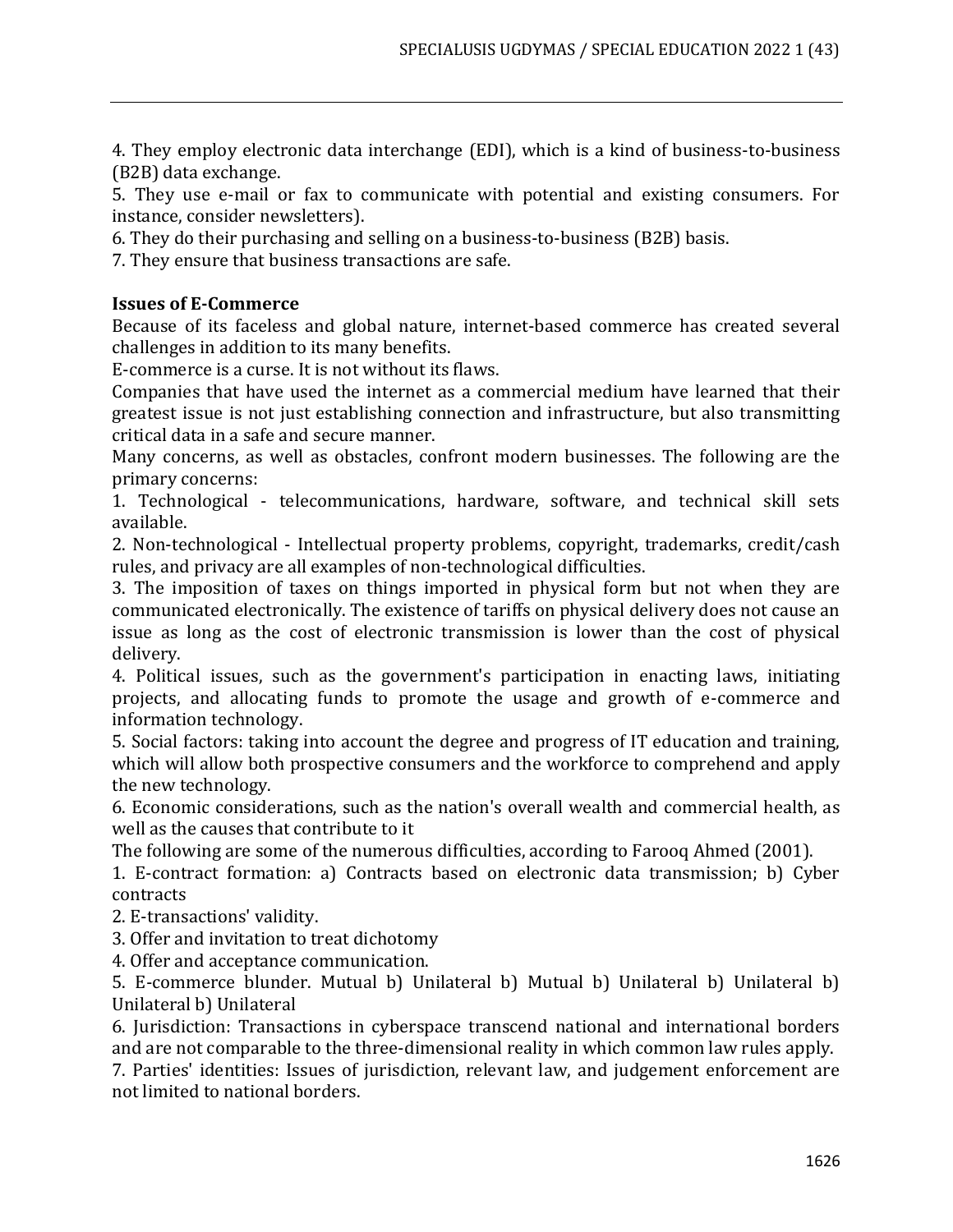4. They employ electronic data interchange (EDI), which is a kind of business-to-business (B2B) data exchange.
5. They use e-mail or fax to communicate with potential and existing consumers. For instance, consider newsletters).
6. They do their purchasing and selling on a business-to-business (B2B) basis.
7. They ensure that business transactions are safe.

**Issues of E-Commerce**

Because of its faceless and global nature, internet-based commerce has created several challenges in addition to its many benefits.

E-commerce is a curse. It is not without its flaws.

Companies that have used the internet as a commercial medium have learned that their greatest issue is not just establishing connection and infrastructure, but also transmitting critical data in a safe and secure manner.

Many concerns, as well as obstacles, confront modern businesses. The following are the primary concerns:

1. Technological - telecommunications, hardware, software, and technical skill sets available.
2. Non-technological - Intellectual property problems, copyright, trademarks, credit/cash rules, and privacy are all examples of non-technological difficulties.
3. The imposition of taxes on things imported in physical form but not when they are communicated electronically. The existence of tariffs on physical delivery does not cause an issue as long as the cost of electronic transmission is lower than the cost of physical delivery.
4. Political issues, such as the government's participation in enacting laws, initiating projects, and allocating funds to promote the usage and growth of e-commerce and information technology.
5. Social factors: taking into account the degree and progress of IT education and training, which will allow both prospective consumers and the workforce to comprehend and apply the new technology.
6. Economic considerations, such as the nation's overall wealth and commercial health, as well as the causes that contribute to it

The following are some of the numerous difficulties, according to Farooq Ahmed (2001).

1. E-contract formation: a) Contracts based on electronic data transmission; b) Cyber contracts
2. E-transactions' validity.
3. Offer and invitation to treat dichotomy
4. Offer and acceptance communication.
5. E-commerce blunder. Mutual b) Unilateral b) Mutual b) Unilateral b) Unilateral b) Unilateral b) Unilateral
6. Jurisdiction: Transactions in cyberspace transcend national and international borders and are not comparable to the three-dimensional reality in which common law rules apply.
7. Parties' identities: Issues of jurisdiction, relevant law, and judgement enforcement are not limited to national borders.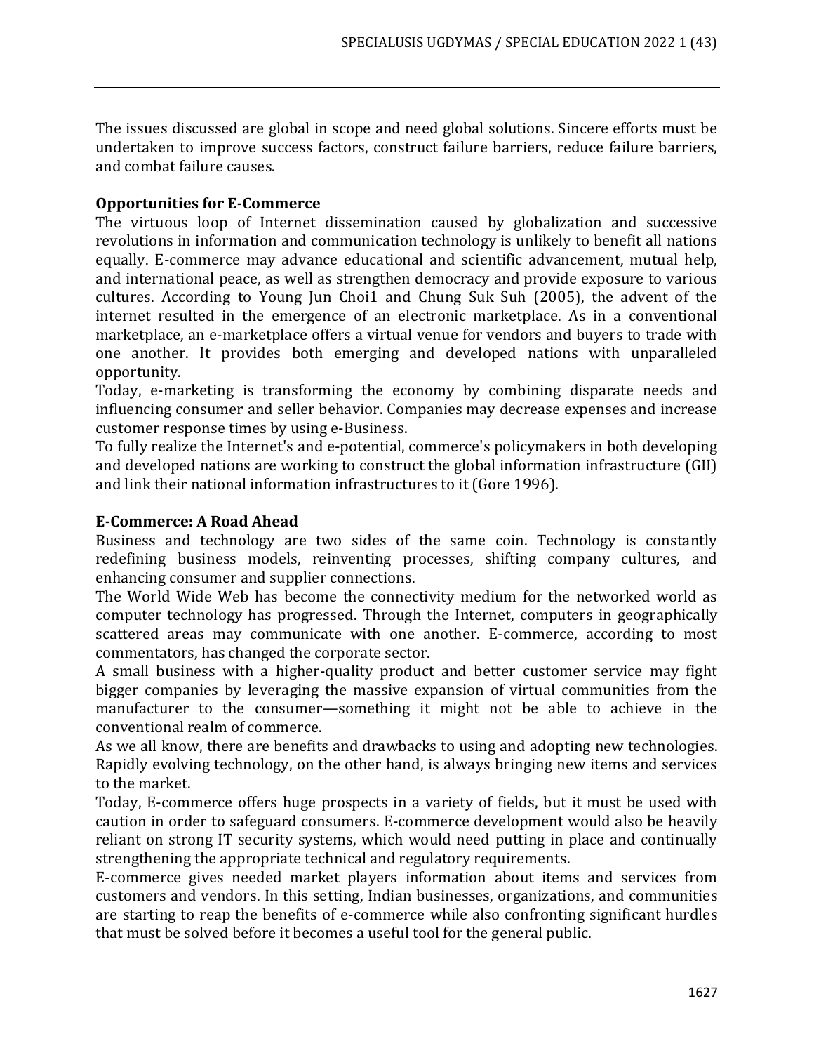The issues discussed are global in scope and need global solutions. Sincere efforts must be undertaken to improve success factors, construct failure barriers, reduce failure barriers, and combat failure causes.

**Opportunities for E-Commerce**

The virtuous loop of Internet dissemination caused by globalization and successive revolutions in information and communication technology is unlikely to benefit all nations equally. E-commerce may advance educational and scientific advancement, mutual help, and international peace, as well as strengthen democracy and provide exposure to various cultures. According to Young Jun Choi1 and Chung Suk Suh (2005), the advent of the internet resulted in the emergence of an electronic marketplace. As in a conventional marketplace, an e-marketplace offers a virtual venue for vendors and buyers to trade with one another. It provides both emerging and developed nations with unparalleled opportunity.

Today, e-marketing is transforming the economy by combining disparate needs and influencing consumer and seller behavior. Companies may decrease expenses and increase customer response times by using e-Business.

To fully realize the Internet's and e-potential, commerce's policymakers in both developing and developed nations are working to construct the global information infrastructure (GII) and link their national information infrastructures to it (Gore 1996).

**E-Commerce: A Road Ahead**

Business and technology are two sides of the same coin. Technology is constantly redefining business models, reinventing processes, shifting company cultures, and enhancing consumer and supplier connections.

The World Wide Web has become the connectivity medium for the networked world as computer technology has progressed. Through the Internet, computers in geographically scattered areas may communicate with one another. E-commerce, according to most commentators, has changed the corporate sector.

A small business with a higher-quality product and better customer service may fight bigger companies by leveraging the massive expansion of virtual communities from the manufacturer to the consumer—something it might not be able to achieve in the conventional realm of commerce.

As we all know, there are benefits and drawbacks to using and adopting new technologies. Rapidly evolving technology, on the other hand, is always bringing new items and services to the market.

Today, E-commerce offers huge prospects in a variety of fields, but it must be used with caution in order to safeguard consumers. E-commerce development would also be heavily reliant on strong IT security systems, which would need putting in place and continually strengthening the appropriate technical and regulatory requirements.

E-commerce gives needed market players information about items and services from customers and vendors. In this setting, Indian businesses, organizations, and communities are starting to reap the benefits of e-commerce while also confronting significant hurdles that must be solved before it becomes a useful tool for the general public.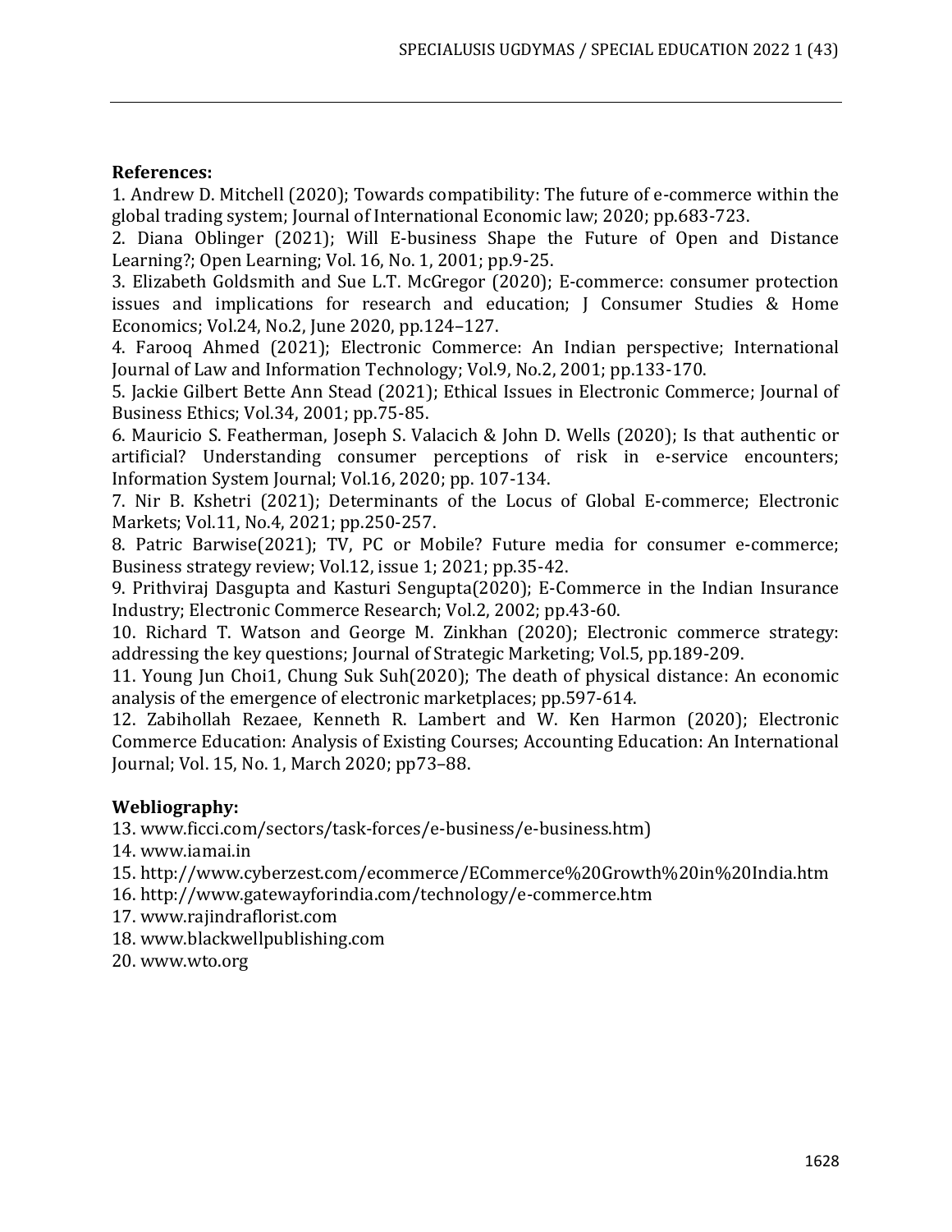**References:**

1. Andrew D. Mitchell (2020); Towards compatibility: The future of e-commerce within the global trading system; Journal of International Economic law; 2020; pp.683-723.
2. Diana Oblinger (2021); Will E-business Shape the Future of Open and Distance Learning?; Open Learning; Vol. 16, No. 1, 2001; pp.9-25.
3. Elizabeth Goldsmith and Sue L.T. McGregor (2020); E-commerce: consumer protection issues and implications for research and education; J Consumer Studies & Home Economics; Vol.24, No.2, June 2020, pp.124–127.
4. Farooq Ahmed (2021); Electronic Commerce: An Indian perspective; International Journal of Law and Information Technology; Vol.9, No.2, 2001; pp.133-170.
5. Jackie Gilbert Bette Ann Stead (2021); Ethical Issues in Electronic Commerce; Journal of Business Ethics; Vol.34, 2001; pp.75-85.
6. Mauricio S. Featherman, Joseph S. Valacich & John D. Wells (2020); Is that authentic or artificial? Understanding consumer perceptions of risk in e-service encounters; Information System Journal; Vol.16, 2020; pp. 107-134.
7. Nir B. Kshetri (2021); Determinants of the Locus of Global E-commerce; Electronic Markets; Vol.11, No.4, 2021; pp.250-257.
8. Patric Barwise(2021); TV, PC or Mobile? Future media for consumer e-commerce; Business strategy review; Vol.12, issue 1; 2021; pp.35-42.
9. Prithviraj Dasgupta and Kasturi Sengupta(2020); E-Commerce in the Indian Insurance Industry; Electronic Commerce Research; Vol.2, 2002; pp.43-60.
10. Richard T. Watson and George M. Zinkhan (2020); Electronic commerce strategy: addressing the key questions; Journal of Strategic Marketing; Vol.5, pp.189-209.
11. Young Jun Choi1, Chung Suk Suh(2020); The death of physical distance: An economic analysis of the emergence of electronic marketplaces; pp.597-614.
12. Zabihollah Rezaee, Kenneth R. Lambert and W. Ken Harmon (2020); Electronic Commerce Education: Analysis of Existing Courses; Accounting Education: An International Journal; Vol. 15, No. 1, March 2020; pp73–88.

**Webliography:**

13. www.ficci.com/sectors/task-forces/e-business/e-business.htm)
14. www.iamai.in
15. http://www.cyberzest.com/ecommerce/ECommerce%20Growth%20in%20India.htm
16. http://www.gatewayforindia.com/technology/e-commerce.htm
17. www.rajindraflorist.com
18. www.blackwellpublishing.com
20. www.wto.org